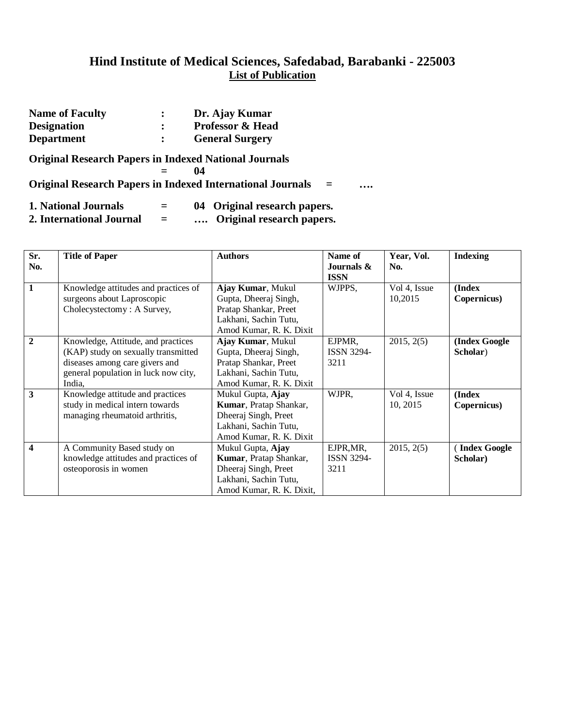# Hind Institute of Medical Sciences, Safedabad, Barabanki - 225003

## List of Publication

**Name of Faculty** : **Dr. Ajay Kumar**
**Designation** : **Professor & Head**
**Department** : **General Surgery**

**Original Research Papers in Indexed National Journals = 04**

**Original Research Papers in Indexed International Journals = ….**

**1. National Journals = 04 Original research papers.**
**2. International Journal = …. Original research papers.**

| Sr. No. | Title of Paper | Authors | Name of Journals & ISSN | Year, Vol. No. | Indexing |
|---|---|---|---|---|---|
| **1** | Knowledge attitudes and practices of surgeons about Laproscopic Cholecystectomy : A Survey, | **Ajay Kumar**, Mukul Gupta, Dheeraj Singh, Pratap Shankar, Preet Lakhani, Sachin Tutu, Amod Kumar, R. K. Dixit | WJPPS, | Vol 4, Issue 10,2015 | **(Index Copernicus)** |
| **2** | Knowledge, Attitude, and practices (KAP) study on sexually transmitted diseases among care givers and general population in luck now city, India, | **Ajay Kumar**, Mukul Gupta, Dheeraj Singh, Pratap Shankar, Preet Lakhani, Sachin Tutu, Amod Kumar, R. K. Dixit | EJPMR, ISSN 3294-3211 | 2015, 2(5) | **(Index Google Scholar**) |
| **3** | Knowledge attitude and practices study in medical intern towards managing rheumatoid arthritis, | Mukul Gupta, **Ajay Kumar**, Pratap Shankar, Dheeraj Singh, Preet Lakhani, Sachin Tutu, Amod Kumar, R. K. Dixit | WJPR, | Vol 4, Issue 10, 2015 | **(Index Copernicus)** |
| **4** | A Community Based study on knowledge attitudes and practices of osteoporosis in women | Mukul Gupta, **Ajay Kumar**, Pratap Shankar, Dheeraj Singh, Preet Lakhani, Sachin Tutu, Amod Kumar, R. K. Dixit, | EJPR,MR, ISSN 3294-3211 | 2015, 2(5) | ( **Index Google Scholar)** |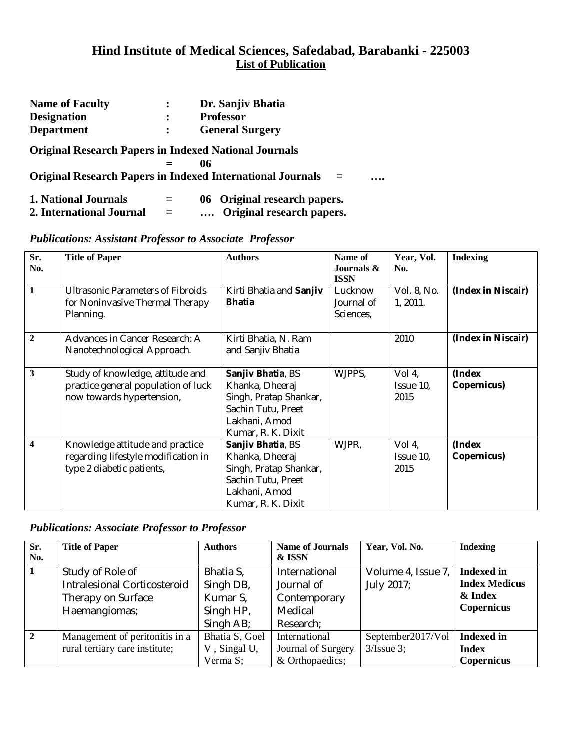# Hind Institute of Medical Sciences, Safedabad, Barabanki - 225003

## List of Publication

**Name of Faculty : Dr. Sanjiv Bhatia**
**Designation : Professor**
**Department : General Surgery**

**Original Research Papers in Indexed National Journals = 06**
**Original Research Papers in Indexed International Journals = ….**

**1. National Journals = 06 Original research papers.**
**2. International Journal = …. Original research papers.**

***Publications: Assistant Professor to Associate Professor***

| Sr. No. | Title of Paper | Authors | Name of Journals & ISSN | Year, Vol. No. | Indexing |
|---|---|---|---|---|---|
| 1 | Ultrasonic Parameters of Fibroids for Noninvasive Thermal Therapy Planning. | Kirti Bhatia and **Sanjiv Bhatia** | Lucknow Journal of Sciences, | Vol. 8, No. 1, 2011. | **(Index in Niscair)** |
| 2 | Advances in Cancer Research: A Nanotechnological Approach. | Kirti Bhatia, N. Ram and Sanjiv Bhatia | | 2010 | **(Index in Niscair)** |
| 3 | Study of knowledge, attitude and practice general population of luck now towards hypertension, | **Sanjiv Bhatia**, BS Khanka, Dheeraj Singh, Pratap Shankar, Sachin Tutu, Preet Lakhani, Amod Kumar, R. K. Dixit | WJPPS, | Vol 4, Issue 10, 2015 | **(Index Copernicus)** |
| 4 | Knowledge attitude and practice regarding lifestyle modification in type 2 diabetic patients, | **Sanjiv Bhatia**, BS Khanka, Dheeraj Singh, Pratap Shankar, Sachin Tutu, Preet Lakhani, Amod Kumar, R. K. Dixit | WJPR, | Vol 4, Issue 10, 2015 | **(Index Copernicus)** |

***Publications: Associate Professor to Professor***

| Sr. No. | Title of Paper | Authors | Name of Journals & ISSN | Year, Vol. No. | Indexing |
|---|---|---|---|---|---|
| 1 | Study of Role of Intralesional Corticosteroid Therapy on Surface Haemangiomas; | Bhatia S, Singh DB, Kumar S, Singh HP, Singh AB; | International Journal of Contemporary Medical Research; | Volume 4, Issue 7, July 2017; | **Indexed in Index Medicus & Index Copernicus** |
| 2 | Management of peritonitis in a rural tertiary care institute; | Bhatia S, Goel V , Singal U, Verma S; | International Journal of Surgery & Orthopaedics; | September2017/Vol 3/Issue 3; | **Indexed in Index Copernicus** |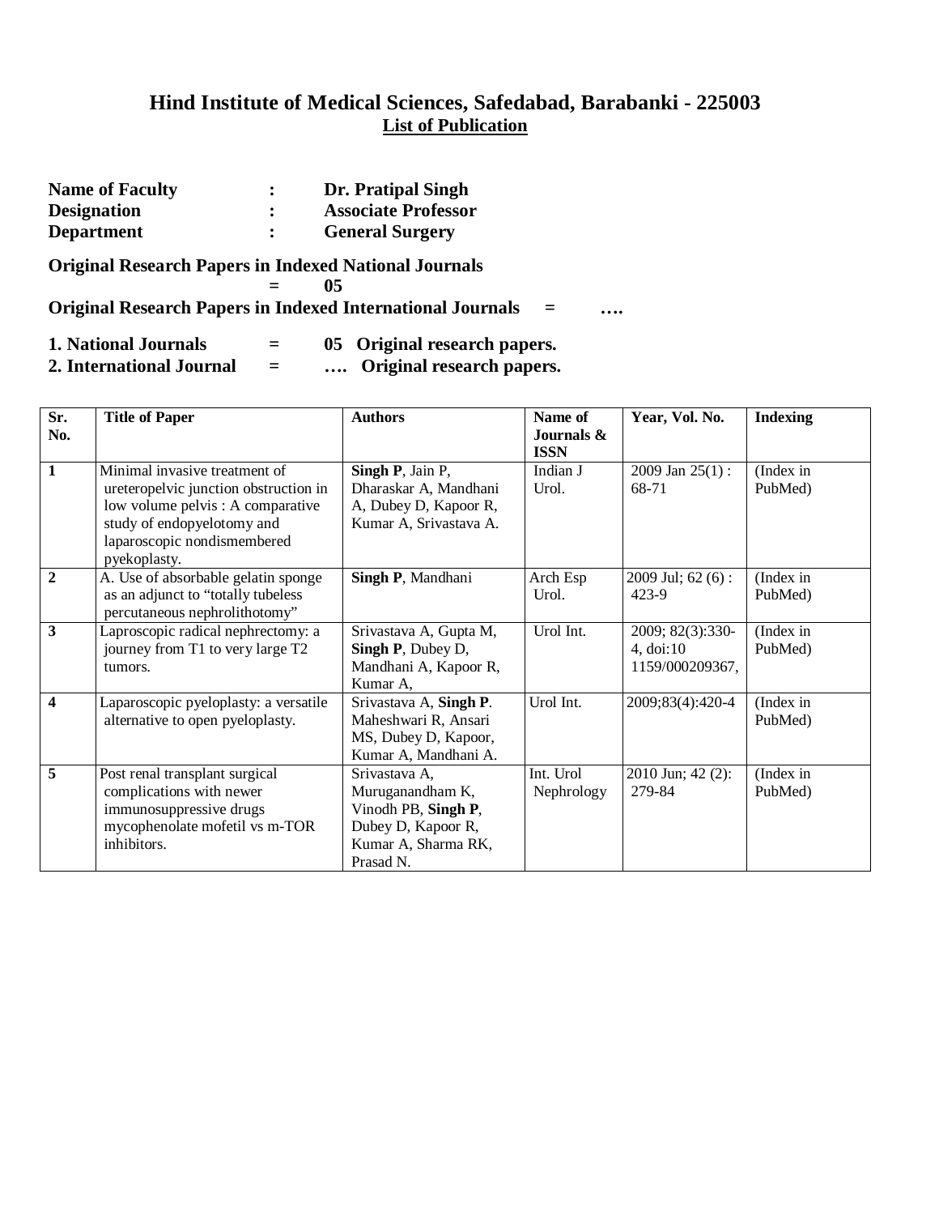# Hind Institute of Medical Sciences, Safedabad, Barabanki - 225003

## List of Publication

**Name of Faculty : Dr. Pratipal Singh**
**Designation : Associate Professor**
**Department : General Surgery**

**Original Research Papers in Indexed National Journals = 05**

**Original Research Papers in Indexed International Journals = ….**

**1. National Journals = 05 Original research papers.**
**2. International Journal = …. Original research papers.**

| Sr. No. | Title of Paper | Authors | Name of Journals & ISSN | Year, Vol. No. | Indexing |
|---|---|---|---|---|---|
| **1** | Minimal invasive treatment of ureteropelvic junction obstruction in low volume pelvis : A comparative study of endopyelotomy and laparoscopic nondismembered pyekoplasty. | **Singh P**, Jain P, Dharaskar A, Mandhani A, Dubey D, Kapoor R, Kumar A, Srivastava A. | Indian J Urol. | 2009 Jan 25(1) : 68-71 | (Index in PubMed) |
| **2** | A. Use of absorbable gelatin sponge as an adjunct to "totally tubeless percutaneous nephrolithotomy" | **Singh P**, Mandhani | Arch Esp Urol. | 2009 Jul; 62 (6) : 423-9 | (Index in PubMed) |
| **3** | Laproscopic radical nephrectomy: a journey from T1 to very large T2 tumors. | Srivastava A, Gupta M, **Singh P**, Dubey D, Mandhani A, Kapoor R, Kumar A, | Urol Int. | 2009; 82(3):330-4, doi:10 1159/000209367, | (Index in PubMed) |
| **4** | Laparoscopic pyeloplasty: a versatile alternative to open pyeloplasty. | Srivastava A, **Singh P**. Maheshwari R, Ansari MS, Dubey D, Kapoor, Kumar A, Mandhani A. | Urol Int. | 2009;83(4):420-4 | (Index in PubMed) |
| **5** | Post renal transplant surgical complications with newer immunosuppressive drugs mycophenolate mofetil vs m-TOR inhibitors. | Srivastava A, Muruganandham K, Vinodh PB, **Singh P**, Dubey D, Kapoor R, Kumar A, Sharma RK, Prasad N. | Int. Urol Nephrology | 2010 Jun; 42 (2): 279-84 | (Index in PubMed) |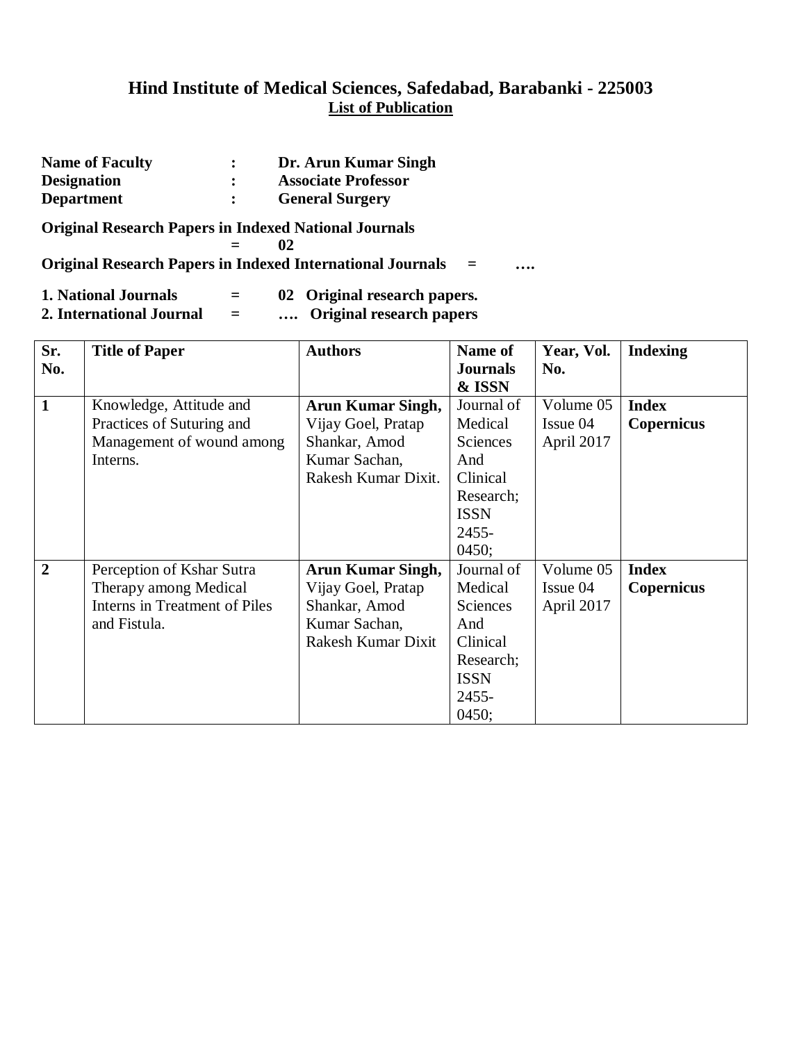## Hind Institute of Medical Sciences, Safedabad, Barabanki - 225003

**List of Publication**

**Name of Faculty** : **Dr. Arun Kumar Singh**
**Designation** : **Associate Professor**
**Department** : **General Surgery**

**Original Research Papers in Indexed National Journals = 02**

**Original Research Papers in Indexed International Journals = ….**

**1. National Journals = 02 Original research papers.**
**2. International Journal = …. Original research papers**

| Sr. No. | Title of Paper | Authors | Name of Journals & ISSN | Year, Vol. No. | Indexing |
|---|---|---|---|---|---|
| **1** | Knowledge, Attitude and Practices of Suturing and Management of wound among Interns. | **Arun Kumar Singh,** Vijay Goel, Pratap Shankar, Amod Kumar Sachan, Rakesh Kumar Dixit. | Journal of Medical Sciences And Clinical Research; ISSN 2455-0450; | Volume 05 Issue 04 April 2017 | **Index Copernicus** |
| **2** | Perception of Kshar Sutra Therapy among Medical Interns in Treatment of Piles and Fistula. | **Arun Kumar Singh,** Vijay Goel, Pratap Shankar, Amod Kumar Sachan, Rakesh Kumar Dixit | Journal of Medical Sciences And Clinical Research; ISSN 2455-0450; | Volume 05 Issue 04 April 2017 | **Index Copernicus** |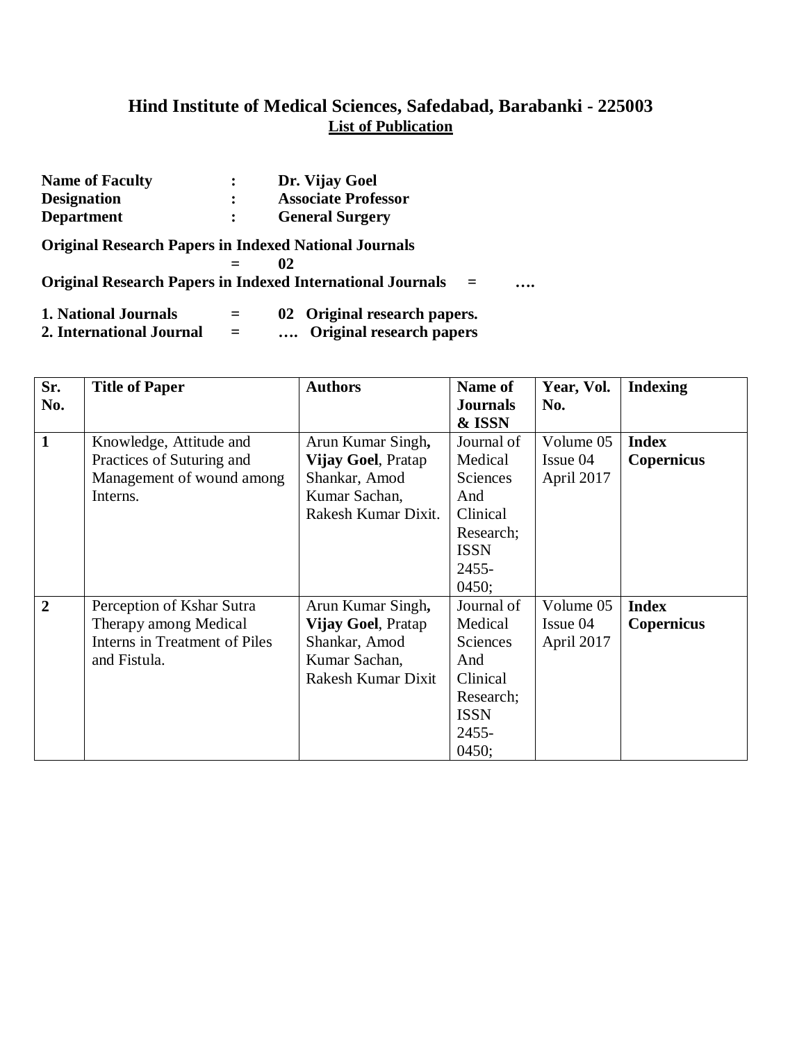# Hind Institute of Medical Sciences, Safedabad, Barabanki - 225003

**List of Publication**

**Name of Faculty : Dr. Vijay Goel**
**Designation : Associate Professor**
**Department : General Surgery**

**Original Research Papers in Indexed National Journals = 02**
**Original Research Papers in Indexed International Journals = ….**

**1. National Journals = 02 Original research papers.**
**2. International Journal = …. Original research papers**

| Sr. No. | Title of Paper | Authors | Name of Journals & ISSN | Year, Vol. No. | Indexing |
|---|---|---|---|---|---|
| **1** | Knowledge, Attitude and Practices of Suturing and Management of wound among Interns. | Arun Kumar Singh, **Vijay Goel**, Pratap Shankar, Amod Kumar Sachan, Rakesh Kumar Dixit. | Journal of Medical Sciences And Clinical Research; ISSN 2455-0450; | Volume 05 Issue 04 April 2017 | **Index Copernicus** |
| **2** | Perception of Kshar Sutra Therapy among Medical Interns in Treatment of Piles and Fistula. | Arun Kumar Singh, **Vijay Goel**, Pratap Shankar, Amod Kumar Sachan, Rakesh Kumar Dixit | Journal of Medical Sciences And Clinical Research; ISSN 2455-0450; | Volume 05 Issue 04 April 2017 | **Index Copernicus** |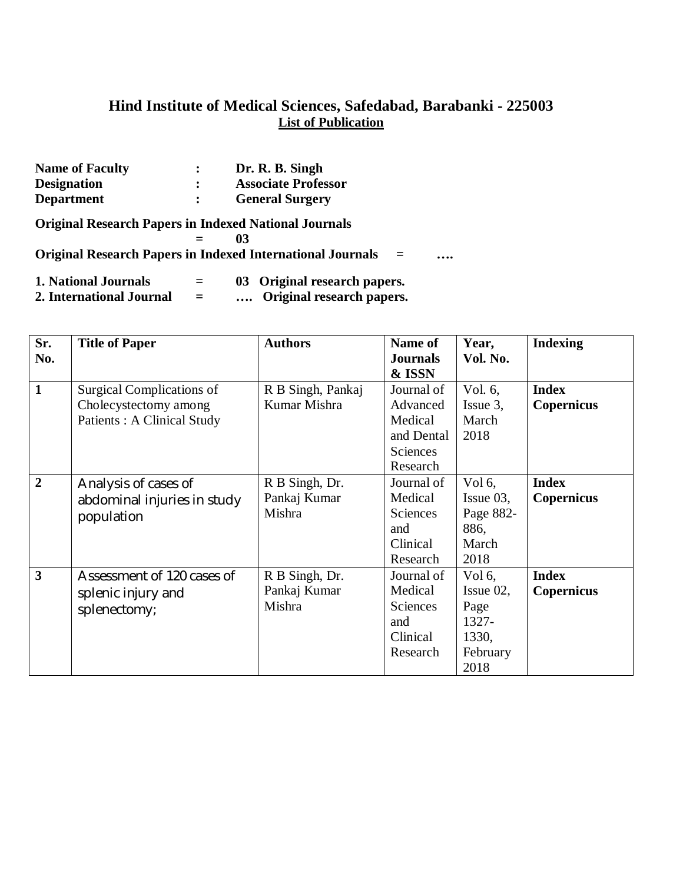# Hind Institute of Medical Sciences, Safedabad, Barabanki - 225003

## List of Publication

**Name of Faculty : Dr. R. B. Singh**
**Designation : Associate Professor**
**Department : General Surgery**

**Original Research Papers in Indexed National Journals = 03**
**Original Research Papers in Indexed International Journals = ….**

**1. National Journals = 03 Original research papers.**
**2. International Journal = …. Original research papers.**

| Sr. No. | Title of Paper | Authors | Name of Journals & ISSN | Year, Vol. No. | Indexing |
|---|---|---|---|---|---|
| **1** | Surgical Complications of Cholecystectomy among Patients : A Clinical Study | R B Singh, Pankaj Kumar Mishra | Journal of Advanced Medical and Dental Sciences Research | Vol. 6, Issue 3, March 2018 | **Index Copernicus** |
| **2** | Analysis of cases of abdominal injuries in study population | R B Singh, Dr. Pankaj Kumar Mishra | Journal of Medical Sciences and Clinical Research | Vol 6, Issue 03, Page 882-886, March 2018 | **Index Copernicus** |
| **3** | Assessment of 120 cases of splenic injury and splenectomy; | R B Singh, Dr. Pankaj Kumar Mishra | Journal of Medical Sciences and Clinical Research | Vol 6, Issue 02, Page 1327-1330, February 2018 | **Index Copernicus** |